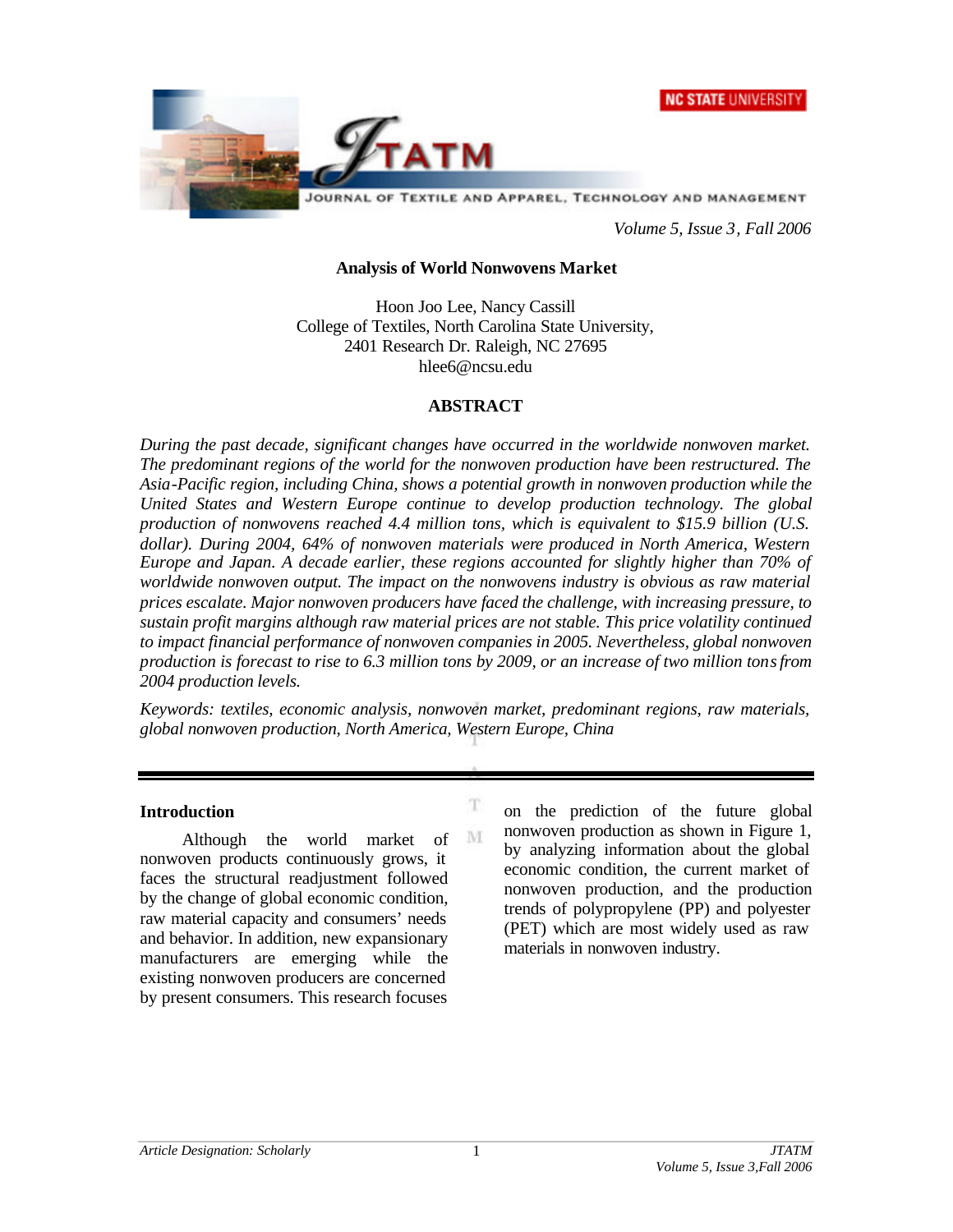# Analysis of World Nonwovens Market

Hoon Joo Lee, Nancy Cassill
College of Textiles, North Carolina State University,
2401 Research Dr. Raleigh, NC 27695
hlee6@ncsu.edu

## ABSTRACT

*During the past decade, significant changes have occurred in the worldwide nonwoven market. The predominant regions of the world for the nonwoven production have been restructured. The Asia-Pacific region, including China, shows a potential growth in nonwoven production while the United States and Western Europe continue to develop production technology. The global production of nonwovens reached 4.4 million tons, which is equivalent to $15.9 billion (U.S. dollar). During 2004, 64% of nonwoven materials were produced in North America, Western Europe and Japan. A decade earlier, these regions accounted for slightly higher than 70% of worldwide nonwoven output. The impact on the nonwovens industry is obvious as raw material prices escalate. Major nonwoven producers have faced the challenge, with increasing pressure, to sustain profit margins although raw material prices are not stable. This price volatility continued to impact financial performance of nonwoven companies in 2005. Nevertheless, global nonwoven production is forecast to rise to 6.3 million tons by 2009, or an increase of two million tons from 2004 production levels.*

*Keywords: textiles, economic analysis, nonwoven market, predominant regions, raw materials, global nonwoven production, North America, Western Europe, China*

## Introduction

Although the world market of nonwoven products continuously grows, it faces the structural readjustment followed by the change of global economic condition, raw material capacity and consumers' needs and behavior. In addition, new expansionary manufacturers are emerging while the existing nonwoven producers are concerned by present consumers. This research focuses on the prediction of the future global nonwoven production as shown in Figure 1, by analyzing information about the global economic condition, the current market of nonwoven production, and the production trends of polypropylene (PP) and polyester (PET) which are most widely used as raw materials in nonwoven industry.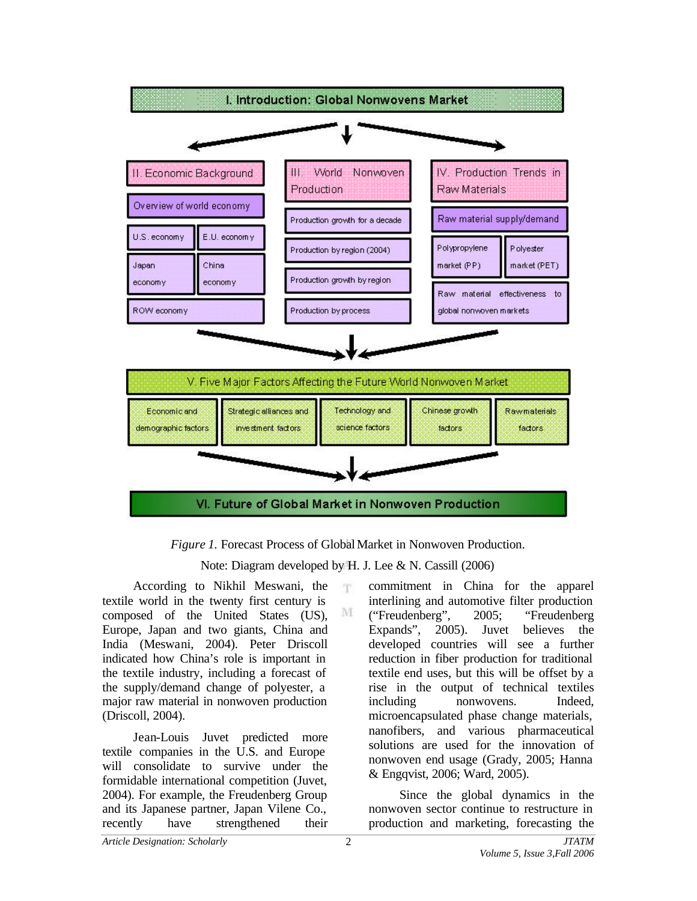**I. Introduction: Global Nonwovens Market**

| II. Economic Background | III. World Nonwoven Production | IV. Production Trends in Raw Materials |
|---|---|---|
| Overview of world economy | Production growth for a decade | Raw material supply/demand |
| U.S. economy; E.U. economy | Production by region (2004) | Polypropylene market (PP); Polyester market (PET) |
| Japan economy; China economy | Production growth by region | Raw material effectiveness to global nonwoven markets |
| ROW economy | Production by process | |

**V. Five Major Factors Affecting the Future World Nonwoven Market**

| Economic and demographic factors | Strategic alliances and investment factors | Technology and science factors | Chinese growth factors | Raw materials factors |
|---|---|---|---|---|

**VI. Future of Global Market in Nonwoven Production**

*Figure 1.* Forecast Process of Global Market in Nonwoven Production.

Note: Diagram developed by H. J. Lee & N. Cassill (2006)

According to Nikhil Meswani, the textile world in the twenty first century is composed of the United States (US), Europe, Japan and two giants, China and India (Meswani, 2004). Peter Driscoll indicated how China's role is important in the textile industry, including a forecast of the supply/demand change of polyester, a major raw material in nonwoven production (Driscoll, 2004).

Jean-Louis Juvet predicted more textile companies in the U.S. and Europe will consolidate to survive under the formidable international competition (Juvet, 2004). For example, the Freudenberg Group and its Japanese partner, Japan Vilene Co., recently have strengthened their commitment in China for the apparel interlining and automotive filter production ("Freudenberg", 2005; "Freudenberg Expands", 2005). Juvet believes the developed countries will see a further reduction in fiber production for traditional textile end uses, but this will be offset by a rise in the output of technical textiles including nonwovens. Indeed, microencapsulated phase change materials, nanofibers, and various pharmaceutical solutions are used for the innovation of nonwoven end usage (Grady, 2005; Hanna & Engqvist, 2006; Ward, 2005).

Since the global dynamics in the nonwoven sector continue to restructure in production and marketing, forecasting the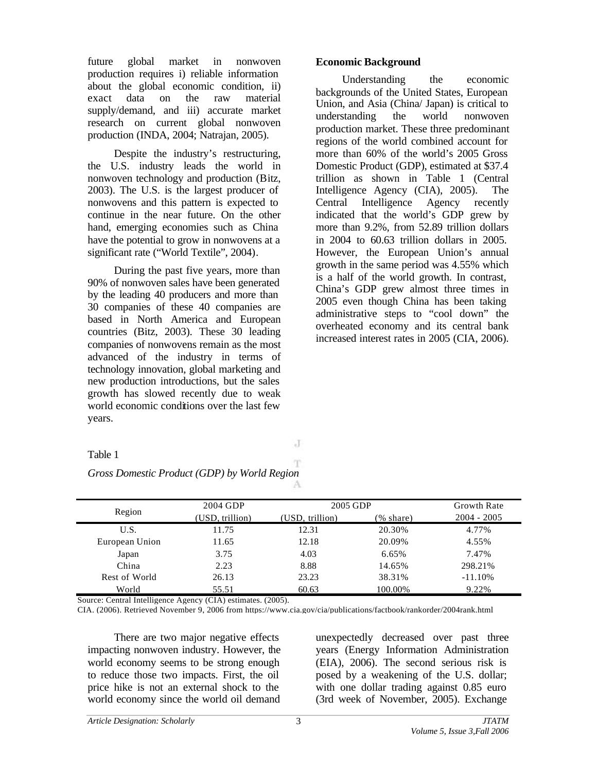future global market in nonwoven production requires i) reliable information about the global economic condition, ii) exact data on the raw material supply/demand, and iii) accurate market research on current global nonwoven production (INDA, 2004; Natrajan, 2005).

Despite the industry's restructuring, the U.S. industry leads the world in nonwoven technology and production (Bitz, 2003). The U.S. is the largest producer of nonwovens and this pattern is expected to continue in the near future. On the other hand, emerging economies such as China have the potential to grow in nonwovens at a significant rate ("World Textile", 2004).

During the past five years, more than 90% of nonwoven sales have been generated by the leading 40 producers and more than 30 companies of these 40 companies are based in North America and European countries (Bitz, 2003). These 30 leading companies of nonwovens remain as the most advanced of the industry in terms of technology innovation, global marketing and new production introductions, but the sales growth has slowed recently due to weak world economic conditions over the last few years.

**Economic Background**

Understanding the economic backgrounds of the United States, European Union, and Asia (China/ Japan) is critical to understanding the world nonwoven production market. These three predominant regions of the world combined account for more than 60% of the world's 2005 Gross Domestic Product (GDP), estimated at $37.4 trillion as shown in Table 1 (Central Intelligence Agency (CIA), 2005). The Central Intelligence Agency recently indicated that the world's GDP grew by more than 9.2%, from 52.89 trillion dollars in 2004 to 60.63 trillion dollars in 2005. However, the European Union's annual growth in the same period was 4.55% which is a half of the world growth. In contrast, China's GDP grew almost three times in 2005 even though China has been taking administrative steps to "cool down" the overheated economy and its central bank increased interest rates in 2005 (CIA, 2006).

Table 1

*Gross Domestic Product (GDP) by World Region*

| Region | 2004 GDP (USD, trillion) | 2005 GDP (USD, trillion) | 2005 GDP (% share) | Growth Rate 2004 - 2005 |
|---|---|---|---|---|
| U.S. | 11.75 | 12.31 | 20.30% | 4.77% |
| European Union | 11.65 | 12.18 | 20.09% | 4.55% |
| Japan | 3.75 | 4.03 | 6.65% | 7.47% |
| China | 2.23 | 8.88 | 14.65% | 298.21% |
| Rest of World | 26.13 | 23.23 | 38.31% | -11.10% |
| World | 55.51 | 60.63 | 100.00% | 9.22% |

Source: Central Intelligence Agency (CIA) estimates. (2005).
CIA. (2006). Retrieved November 9, 2006 from https://www.cia.gov/cia/publications/factbook/rankorder/2004rank.html

There are two major negative effects impacting nonwoven industry. However, the world economy seems to be strong enough to reduce those two impacts. First, the oil price hike is not an external shock to the world economy since the world oil demand unexpectedly decreased over past three years (Energy Information Administration (EIA), 2006). The second serious risk is posed by a weakening of the U.S. dollar; with one dollar trading against 0.85 euro (3rd week of November, 2005). Exchange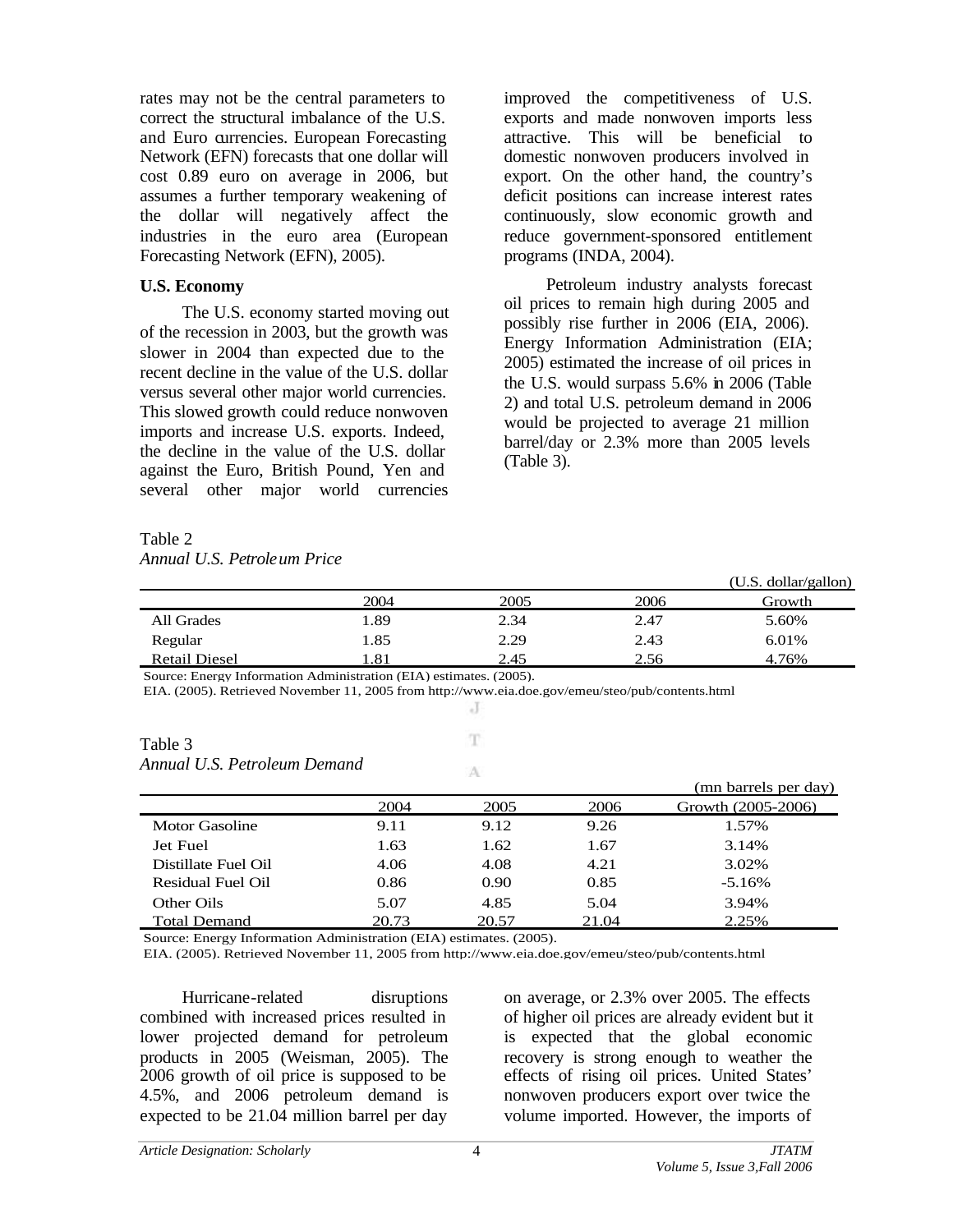rates may not be the central parameters to correct the structural imbalance of the U.S. and Euro currencies. European Forecasting Network (EFN) forecasts that one dollar will cost 0.89 euro on average in 2006, but assumes a further temporary weakening of the dollar will negatively affect the industries in the euro area (European Forecasting Network (EFN), 2005).

**U.S. Economy**

The U.S. economy started moving out of the recession in 2003, but the growth was slower in 2004 than expected due to the recent decline in the value of the U.S. dollar versus several other major world currencies. This slowed growth could reduce nonwoven imports and increase U.S. exports. Indeed, the decline in the value of the U.S. dollar against the Euro, British Pound, Yen and several other major world currencies improved the competitiveness of U.S. exports and made nonwoven imports less attractive. This will be beneficial to domestic nonwoven producers involved in export. On the other hand, the country's deficit positions can increase interest rates continuously, slow economic growth and reduce government-sponsored entitlement programs (INDA, 2004).

Petroleum industry analysts forecast oil prices to remain high during 2005 and possibly rise further in 2006 (EIA, 2006). Energy Information Administration (EIA; 2005) estimated the increase of oil prices in the U.S. would surpass 5.6% in 2006 (Table 2) and total U.S. petroleum demand in 2006 would be projected to average 21 million barrel/day or 2.3% more than 2005 levels (Table 3).

Table 2
*Annual U.S. Petroleum Price*

(U.S. dollar/gallon)

| | 2004 | 2005 | 2006 | Growth |
|---|---|---|---|---|
| All Grades | 1.89 | 2.34 | 2.47 | 5.60% |
| Regular | 1.85 | 2.29 | 2.43 | 6.01% |
| Retail Diesel | 1.81 | 2.45 | 2.56 | 4.76% |

Source: Energy Information Administration (EIA) estimates. (2005).
EIA. (2005). Retrieved November 11, 2005 from http://www.eia.doe.gov/emeu/steo/pub/contents.html

Table 3
*Annual U.S. Petroleum Demand*

(mn barrels per day)

| | 2004 | 2005 | 2006 | Growth (2005-2006) |
|---|---|---|---|---|
| Motor Gasoline | 9.11 | 9.12 | 9.26 | 1.57% |
| Jet Fuel | 1.63 | 1.62 | 1.67 | 3.14% |
| Distillate Fuel Oil | 4.06 | 4.08 | 4.21 | 3.02% |
| Residual Fuel Oil | 0.86 | 0.90 | 0.85 | -5.16% |
| Other Oils | 5.07 | 4.85 | 5.04 | 3.94% |
| Total Demand | 20.73 | 20.57 | 21.04 | 2.25% |

Source: Energy Information Administration (EIA) estimates. (2005).
EIA. (2005). Retrieved November 11, 2005 from http://www.eia.doe.gov/emeu/steo/pub/contents.html

Hurricane-related disruptions combined with increased prices resulted in lower projected demand for petroleum products in 2005 (Weisman, 2005). The 2006 growth of oil price is supposed to be 4.5%, and 2006 petroleum demand is expected to be 21.04 million barrel per day on average, or 2.3% over 2005. The effects of higher oil prices are already evident but it is expected that the global economic recovery is strong enough to weather the effects of rising oil prices. United States' nonwoven producers export over twice the volume imported. However, the imports of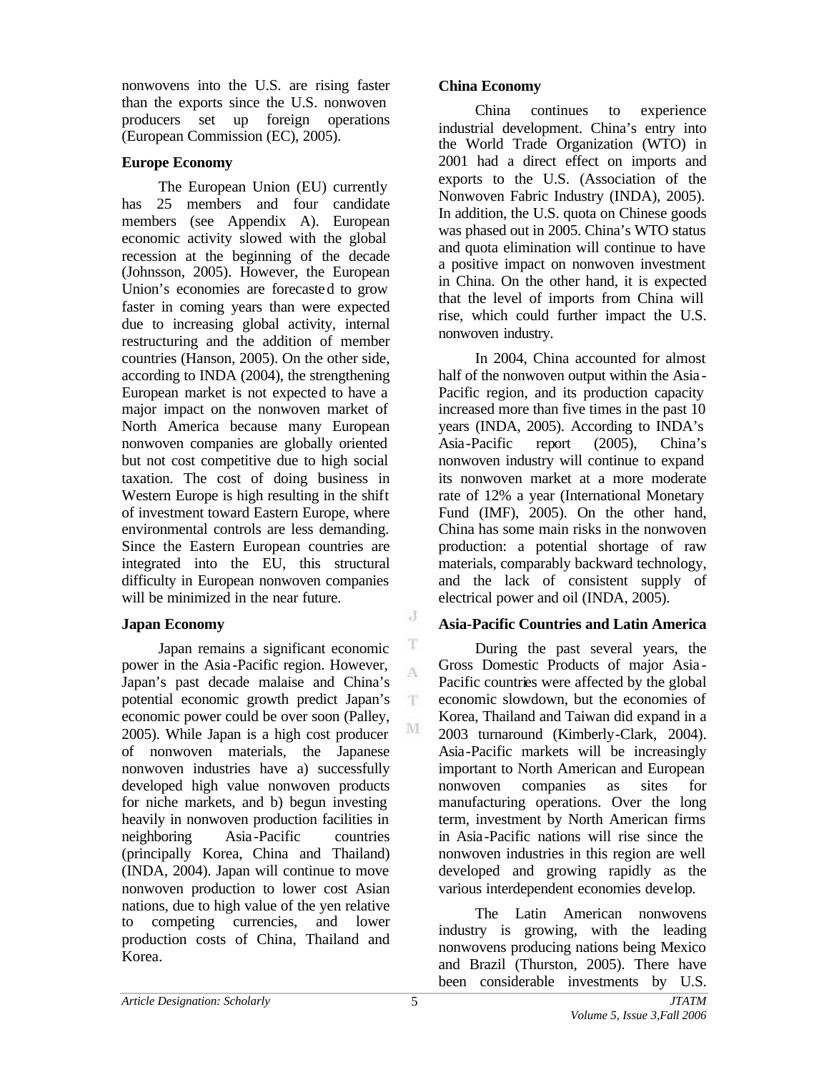nonwovens into the U.S. are rising faster than the exports since the U.S. nonwoven producers set up foreign operations (European Commission (EC), 2005).

**Europe Economy**

The European Union (EU) currently has 25 members and four candidate members (see Appendix A). European economic activity slowed with the global recession at the beginning of the decade (Johnsson, 2005). However, the European Union's economies are forecasted to grow faster in coming years than were expected due to increasing global activity, internal restructuring and the addition of member countries (Hanson, 2005). On the other side, according to INDA (2004), the strengthening European market is not expected to have a major impact on the nonwoven market of North America because many European nonwoven companies are globally oriented but not cost competitive due to high social taxation. The cost of doing business in Western Europe is high resulting in the shift of investment toward Eastern Europe, where environmental controls are less demanding. Since the Eastern European countries are integrated into the EU, this structural difficulty in European nonwoven companies will be minimized in the near future.

**Japan Economy**

Japan remains a significant economic power in the Asia-Pacific region. However, Japan's past decade malaise and China's potential economic growth predict Japan's economic power could be over soon (Palley, 2005). While Japan is a high cost producer of nonwoven materials, the Japanese nonwoven industries have a) successfully developed high value nonwoven products for niche markets, and b) begun investing heavily in nonwoven production facilities in neighboring Asia-Pacific countries (principally Korea, China and Thailand) (INDA, 2004). Japan will continue to move nonwoven production to lower cost Asian nations, due to high value of the yen relative to competing currencies, and lower production costs of China, Thailand and Korea.

**China Economy**

China continues to experience industrial development. China's entry into the World Trade Organization (WTO) in 2001 had a direct effect on imports and exports to the U.S. (Association of the Nonwoven Fabric Industry (INDA), 2005). In addition, the U.S. quota on Chinese goods was phased out in 2005. China's WTO status and quota elimination will continue to have a positive impact on nonwoven investment in China. On the other hand, it is expected that the level of imports from China will rise, which could further impact the U.S. nonwoven industry.

In 2004, China accounted for almost half of the nonwoven output within the Asia-Pacific region, and its production capacity increased more than five times in the past 10 years (INDA, 2005). According to INDA's Asia-Pacific report (2005), China's nonwoven industry will continue to expand its nonwoven market at a more moderate rate of 12% a year (International Monetary Fund (IMF), 2005). On the other hand, China has some main risks in the nonwoven production: a potential shortage of raw materials, comparably backward technology, and the lack of consistent supply of electrical power and oil (INDA, 2005).

**Asia-Pacific Countries and Latin America**

During the past several years, the Gross Domestic Products of major Asia-Pacific countries were affected by the global economic slowdown, but the economies of Korea, Thailand and Taiwan did expand in a 2003 turnaround (Kimberly-Clark, 2004). Asia-Pacific markets will be increasingly important to North American and European nonwoven companies as sites for manufacturing operations. Over the long term, investment by North American firms in Asia-Pacific nations will rise since the nonwoven industries in this region are well developed and growing rapidly as the various interdependent economies develop.

The Latin American nonwovens industry is growing, with the leading nonwovens producing nations being Mexico and Brazil (Thurston, 2005). There have been considerable investments by U.S.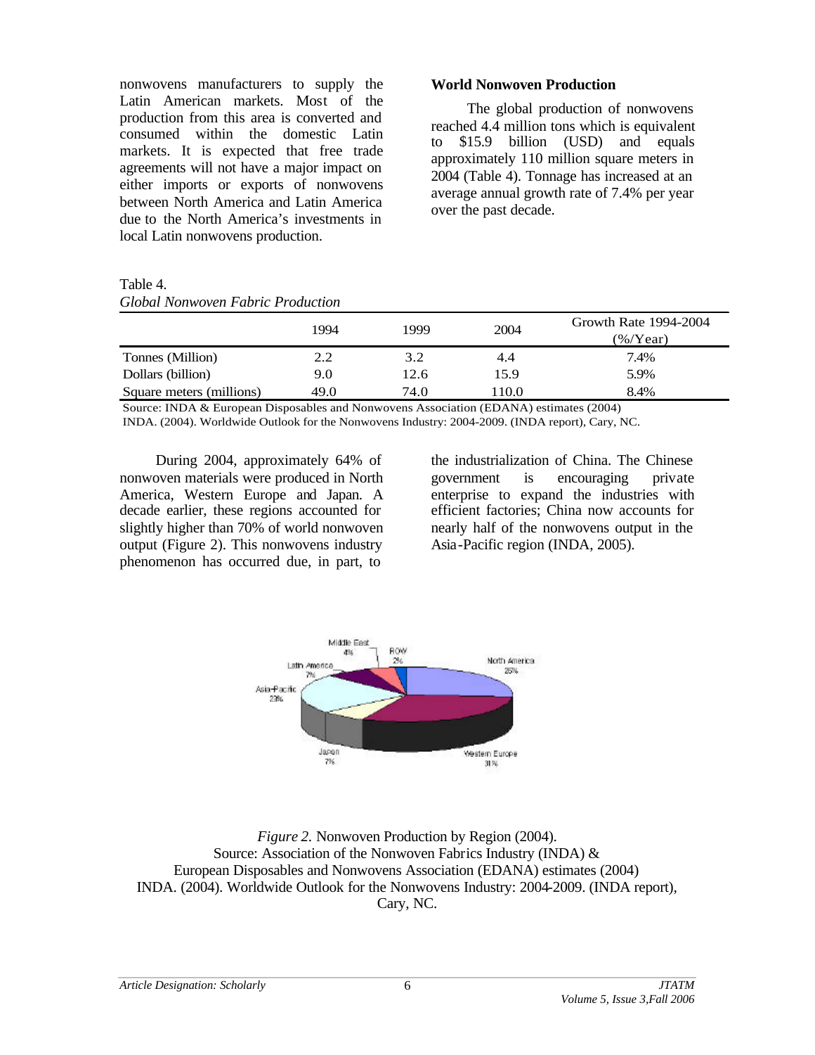nonwovens manufacturers to supply the Latin American markets. Most of the production from this area is converted and consumed within the domestic Latin markets. It is expected that free trade agreements will not have a major impact on either imports or exports of nonwovens between North America and Latin America due to the North America's investments in local Latin nonwovens production.

**World Nonwoven Production**

The global production of nonwovens reached 4.4 million tons which is equivalent to $15.9 billion (USD) and equals approximately 110 million square meters in 2004 (Table 4). Tonnage has increased at an average annual growth rate of 7.4% per year over the past decade.

Table 4.
*Global Nonwoven Fabric Production*

| | 1994 | 1999 | 2004 | Growth Rate 1994-2004 (%/Year) |
|---|---|---|---|---|
| Tonnes (Million) | 2.2 | 3.2 | 4.4 | 7.4% |
| Dollars (billion) | 9.0 | 12.6 | 15.9 | 5.9% |
| Square meters (millions) | 49.0 | 74.0 | 110.0 | 8.4% |

Source: INDA & European Disposables and Nonwovens Association (EDANA) estimates (2004)
INDA. (2004). Worldwide Outlook for the Nonwovens Industry: 2004-2009. (INDA report), Cary, NC.

During 2004, approximately 64% of nonwoven materials were produced in North America, Western Europe and Japan. A decade earlier, these regions accounted for slightly higher than 70% of world nonwoven output (Figure 2). This nonwovens industry phenomenon has occurred due, in part, to the industrialization of China. The Chinese government is encouraging private enterprise to expand the industries with efficient factories; China now accounts for nearly half of the nonwovens output in the Asia-Pacific region (INDA, 2005).

*Figure 2.* Nonwoven Production by Region (2004).
Source: Association of the Nonwoven Fabrics Industry (INDA) &
European Disposables and Nonwovens Association (EDANA) estimates (2004)
INDA. (2004). Worldwide Outlook for the Nonwovens Industry: 2004-2009. (INDA report), Cary, NC.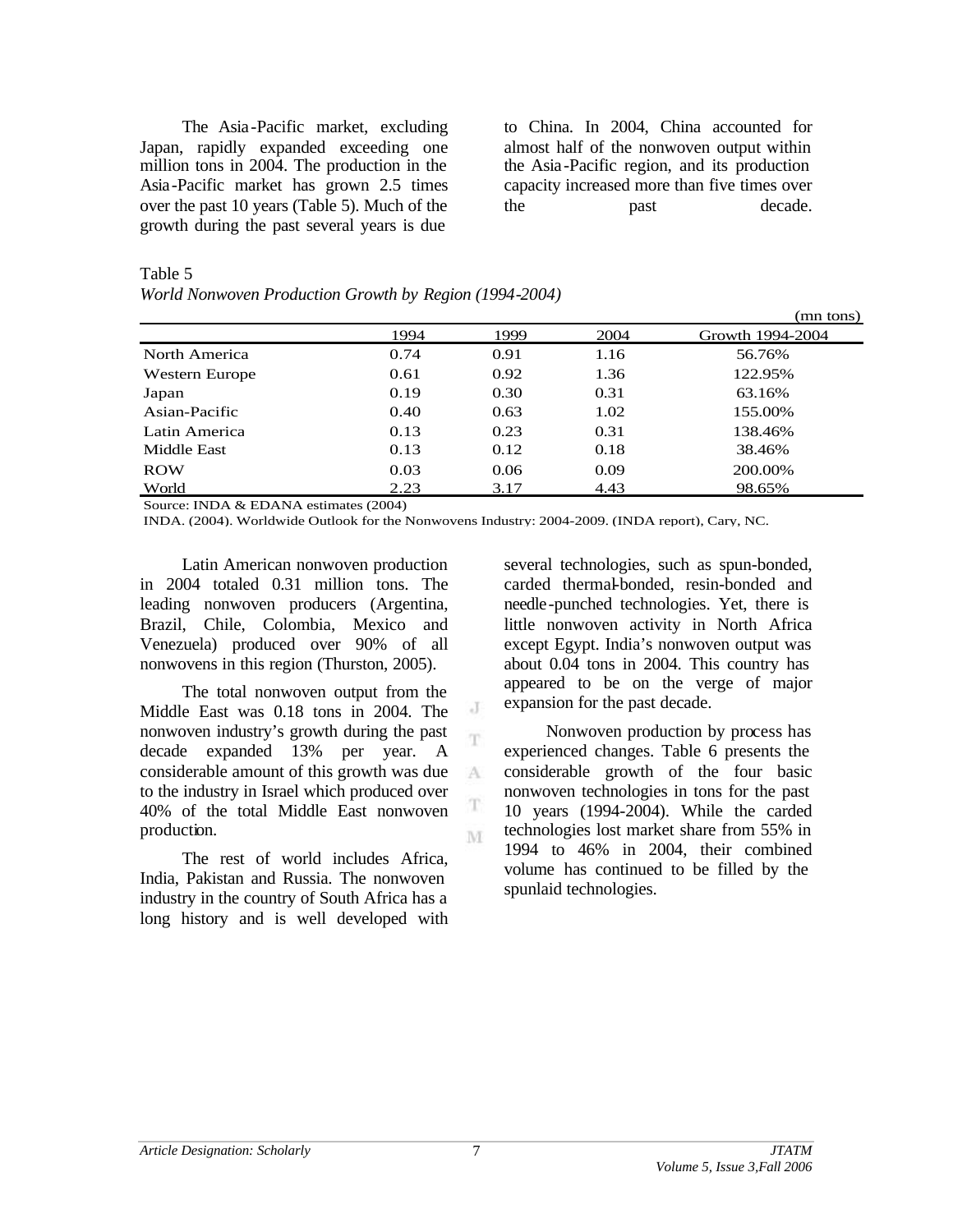The Asia-Pacific market, excluding Japan, rapidly expanded exceeding one million tons in 2004. The production in the Asia-Pacific market has grown 2.5 times over the past 10 years (Table 5). Much of the growth during the past several years is due to China. In 2004, China accounted for almost half of the nonwoven output within the Asia-Pacific region, and its production capacity increased more than five times over the past decade.

Table 5
*World Nonwoven Production Growth by Region (1994-2004)*

(mn tons)

| | 1994 | 1999 | 2004 | Growth 1994-2004 |
|---|---|---|---|---|
| North America | 0.74 | 0.91 | 1.16 | 56.76% |
| Western Europe | 0.61 | 0.92 | 1.36 | 122.95% |
| Japan | 0.19 | 0.30 | 0.31 | 63.16% |
| Asian-Pacific | 0.40 | 0.63 | 1.02 | 155.00% |
| Latin America | 0.13 | 0.23 | 0.31 | 138.46% |
| Middle East | 0.13 | 0.12 | 0.18 | 38.46% |
| ROW | 0.03 | 0.06 | 0.09 | 200.00% |
| World | 2.23 | 3.17 | 4.43 | 98.65% |

Source: INDA & EDANA estimates (2004)
INDA. (2004). Worldwide Outlook for the Nonwovens Industry: 2004-2009. (INDA report), Cary, NC.

Latin American nonwoven production in 2004 totaled 0.31 million tons. The leading nonwoven producers (Argentina, Brazil, Chile, Colombia, Mexico and Venezuela) produced over 90% of all nonwovens in this region (Thurston, 2005).

The total nonwoven output from the Middle East was 0.18 tons in 2004. The nonwoven industry's growth during the past decade expanded 13% per year. A considerable amount of this growth was due to the industry in Israel which produced over 40% of the total Middle East nonwoven production.

The rest of world includes Africa, India, Pakistan and Russia. The nonwoven industry in the country of South Africa has a long history and is well developed with several technologies, such as spun-bonded, carded thermal-bonded, resin-bonded and needle-punched technologies. Yet, there is little nonwoven activity in North Africa except Egypt. India's nonwoven output was about 0.04 tons in 2004. This country has appeared to be on the verge of major expansion for the past decade.

Nonwoven production by process has experienced changes. Table 6 presents the considerable growth of the four basic nonwoven technologies in tons for the past 10 years (1994-2004). While the carded technologies lost market share from 55% in 1994 to 46% in 2004, their combined volume has continued to be filled by the spunlaid technologies.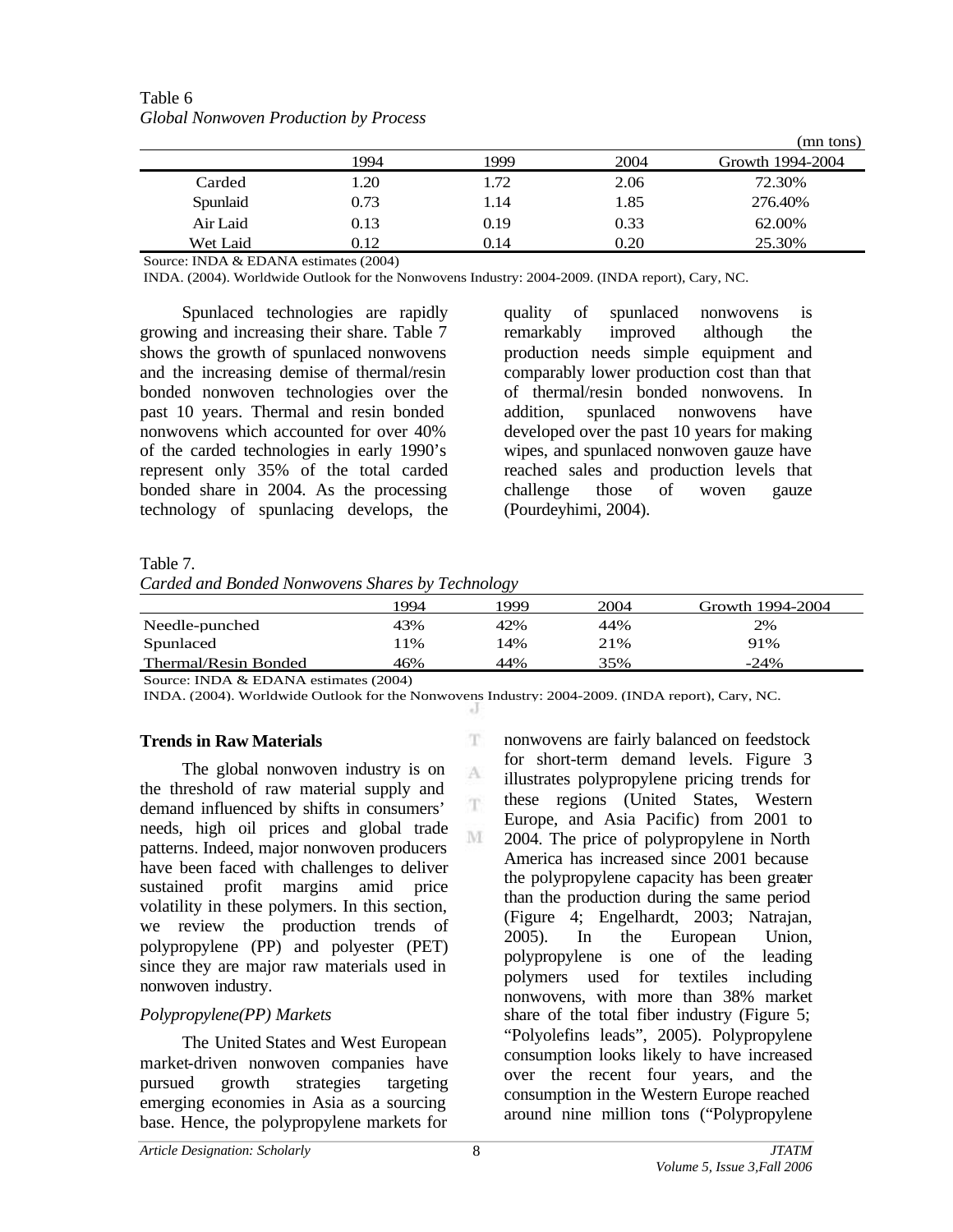Table 6
*Global Nonwoven Production by Process*

(mn tons)

| | 1994 | 1999 | 2004 | Growth 1994-2004 |
|---|---|---|---|---|
| Carded | 1.20 | 1.72 | 2.06 | 72.30% |
| Spunlaid | 0.73 | 1.14 | 1.85 | 276.40% |
| Air Laid | 0.13 | 0.19 | 0.33 | 62.00% |
| Wet Laid | 0.12 | 0.14 | 0.20 | 25.30% |

Source: INDA & EDANA estimates (2004)
INDA. (2004). Worldwide Outlook for the Nonwovens Industry: 2004-2009. (INDA report), Cary, NC.

Spunlaced technologies are rapidly growing and increasing their share. Table 7 shows the growth of spunlaced nonwovens and the increasing demise of thermal/resin bonded nonwoven technologies over the past 10 years. Thermal and resin bonded nonwovens which accounted for over 40% of the carded technologies in early 1990's represent only 35% of the total carded bonded share in 2004. As the processing technology of spunlacing develops, the quality of spunlaced nonwovens is remarkably improved although the production needs simple equipment and comparably lower production cost than that of thermal/resin bonded nonwovens. In addition, spunlaced nonwovens have developed over the past 10 years for making wipes, and spunlaced nonwoven gauze have reached sales and production levels that challenge those of woven gauze (Pourdeyhimi, 2004).

Table 7.
*Carded and Bonded Nonwovens Shares by Technology*

| | 1994 | 1999 | 2004 | Growth 1994-2004 |
|---|---|---|---|---|
| Needle-punched | 43% | 42% | 44% | 2% |
| Spunlaced | 11% | 14% | 21% | 91% |
| Thermal/Resin Bonded | 46% | 44% | 35% | -24% |

Source: INDA & EDANA estimates (2004)
INDA. (2004). Worldwide Outlook for the Nonwovens Industry: 2004-2009. (INDA report), Cary, NC.

**Trends in Raw Materials**

The global nonwoven industry is on the threshold of raw material supply and demand influenced by shifts in consumers' needs, high oil prices and global trade patterns. Indeed, major nonwoven producers have been faced with challenges to deliver sustained profit margins amid price volatility in these polymers. In this section, we review the production trends of polypropylene (PP) and polyester (PET) since they are major raw materials used in nonwoven industry.

*Polypropylene(PP) Markets*

The United States and West European market-driven nonwoven companies have pursued growth strategies targeting emerging economies in Asia as a sourcing base. Hence, the polypropylene markets for nonwovens are fairly balanced on feedstock for short-term demand levels. Figure 3 illustrates polypropylene pricing trends for these regions (United States, Western Europe, and Asia Pacific) from 2001 to 2004. The price of polypropylene in North America has increased since 2001 because the polypropylene capacity has been greater than the production during the same period (Figure 4; Engelhardt, 2003; Natrajan, 2005). In the European Union, polypropylene is one of the leading polymers used for textiles including nonwovens, with more than 38% market share of the total fiber industry (Figure 5; "Polyolefins leads", 2005). Polypropylene consumption looks likely to have increased over the recent four years, and the consumption in the Western Europe reached around nine million tons ("Polypropylene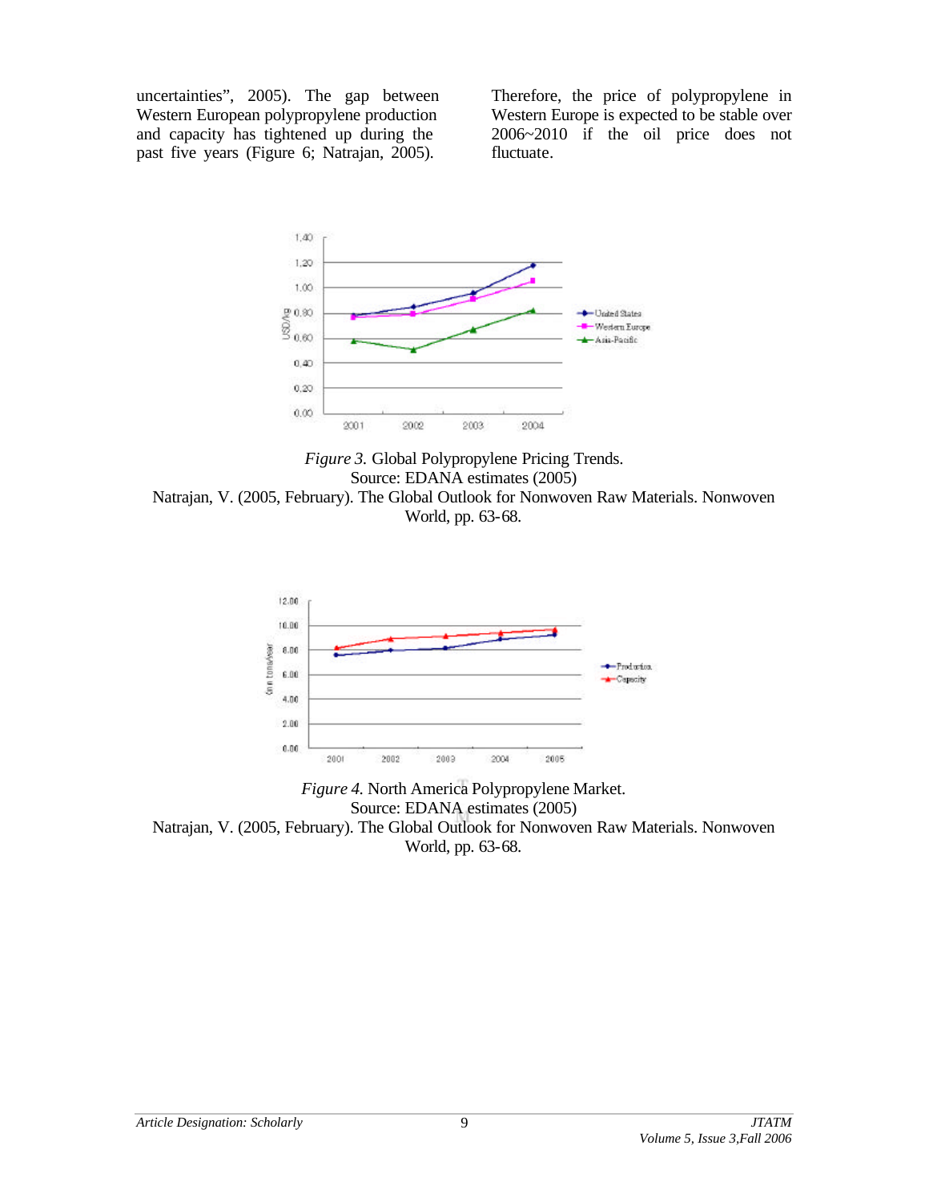uncertainties", 2005). The gap between Western European polypropylene production and capacity has tightened up during the past five years (Figure 6; Natrajan, 2005).

Therefore, the price of polypropylene in Western Europe is expected to be stable over 2006~2010 if the oil price does not fluctuate.

*Figure 3.* Global Polypropylene Pricing Trends.
Source: EDANA estimates (2005)
Natrajan, V. (2005, February). The Global Outlook for Nonwoven Raw Materials. Nonwoven World, pp. 63-68.

*Figure 4.* North America Polypropylene Market.
Source: EDANA estimates (2005)
Natrajan, V. (2005, February). The Global Outlook for Nonwoven Raw Materials. Nonwoven World, pp. 63-68.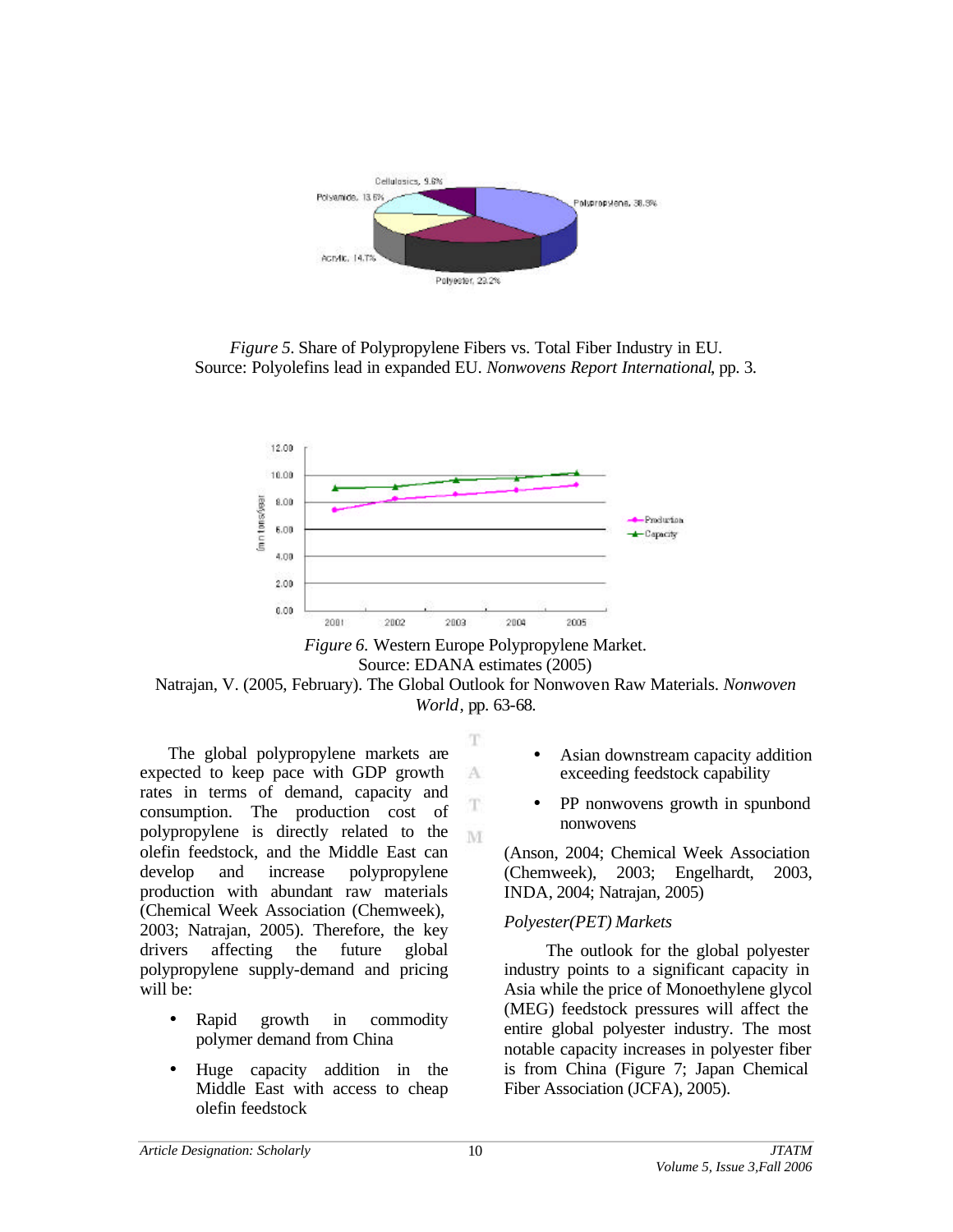*Figure 5.* Share of Polypropylene Fibers vs. Total Fiber Industry in EU.
Source: Polyolefins lead in expanded EU. *Nonwovens Report International*, pp. 3.

*Figure 6.* Western Europe Polypropylene Market.
Source: EDANA estimates (2005)
Natrajan, V. (2005, February). The Global Outlook for Nonwoven Raw Materials. *Nonwoven World*, pp. 63-68.

The global polypropylene markets are expected to keep pace with GDP growth rates in terms of demand, capacity and consumption. The production cost of polypropylene is directly related to the olefin feedstock, and the Middle East can develop and increase polypropylene production with abundant raw materials (Chemical Week Association (Chemweek), 2003; Natrajan, 2005). Therefore, the key drivers affecting the future global polypropylene supply-demand and pricing will be:

- Rapid growth in commodity polymer demand from China
- Huge capacity addition in the Middle East with access to cheap olefin feedstock
- Asian downstream capacity addition exceeding feedstock capability
- PP nonwovens growth in spunbond nonwovens

(Anson, 2004; Chemical Week Association (Chemweek), 2003; Engelhardt, 2003, INDA, 2004; Natrajan, 2005)

*Polyester(PET) Markets*

The outlook for the global polyester industry points to a significant capacity in Asia while the price of Monoethylene glycol (MEG) feedstock pressures will affect the entire global polyester industry. The most notable capacity increases in polyester fiber is from China (Figure 7; Japan Chemical Fiber Association (JCFA), 2005).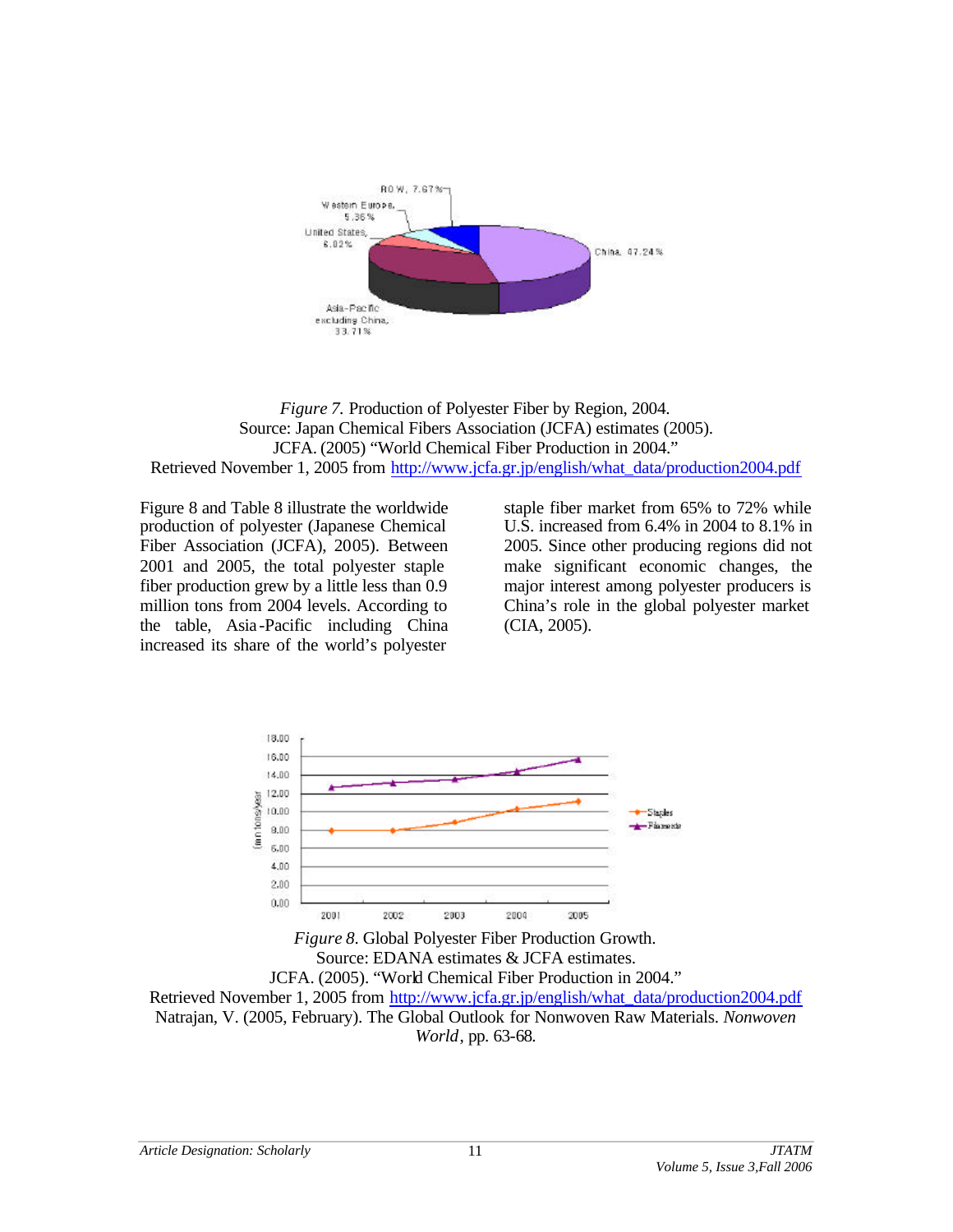*Figure 7.* Production of Polyester Fiber by Region, 2004.
Source: Japan Chemical Fibers Association (JCFA) estimates (2005).
JCFA. (2005) "World Chemical Fiber Production in 2004."
Retrieved November 1, 2005 from http://www.jcfa.gr.jp/english/what_data/production2004.pdf

Figure 8 and Table 8 illustrate the worldwide production of polyester (Japanese Chemical Fiber Association (JCFA), 2005). Between 2001 and 2005, the total polyester staple fiber production grew by a little less than 0.9 million tons from 2004 levels. According to the table, Asia-Pacific including China increased its share of the world's polyester staple fiber market from 65% to 72% while U.S. increased from 6.4% in 2004 to 8.1% in 2005. Since other producing regions did not make significant economic changes, the major interest among polyester producers is China's role in the global polyester market (CIA, 2005).

*Figure 8.* Global Polyester Fiber Production Growth.
Source: EDANA estimates & JCFA estimates.
JCFA. (2005). "World Chemical Fiber Production in 2004."
Retrieved November 1, 2005 from http://www.jcfa.gr.jp/english/what_data/production2004.pdf
Natrajan, V. (2005, February). The Global Outlook for Nonwoven Raw Materials. *Nonwoven World*, pp. 63-68.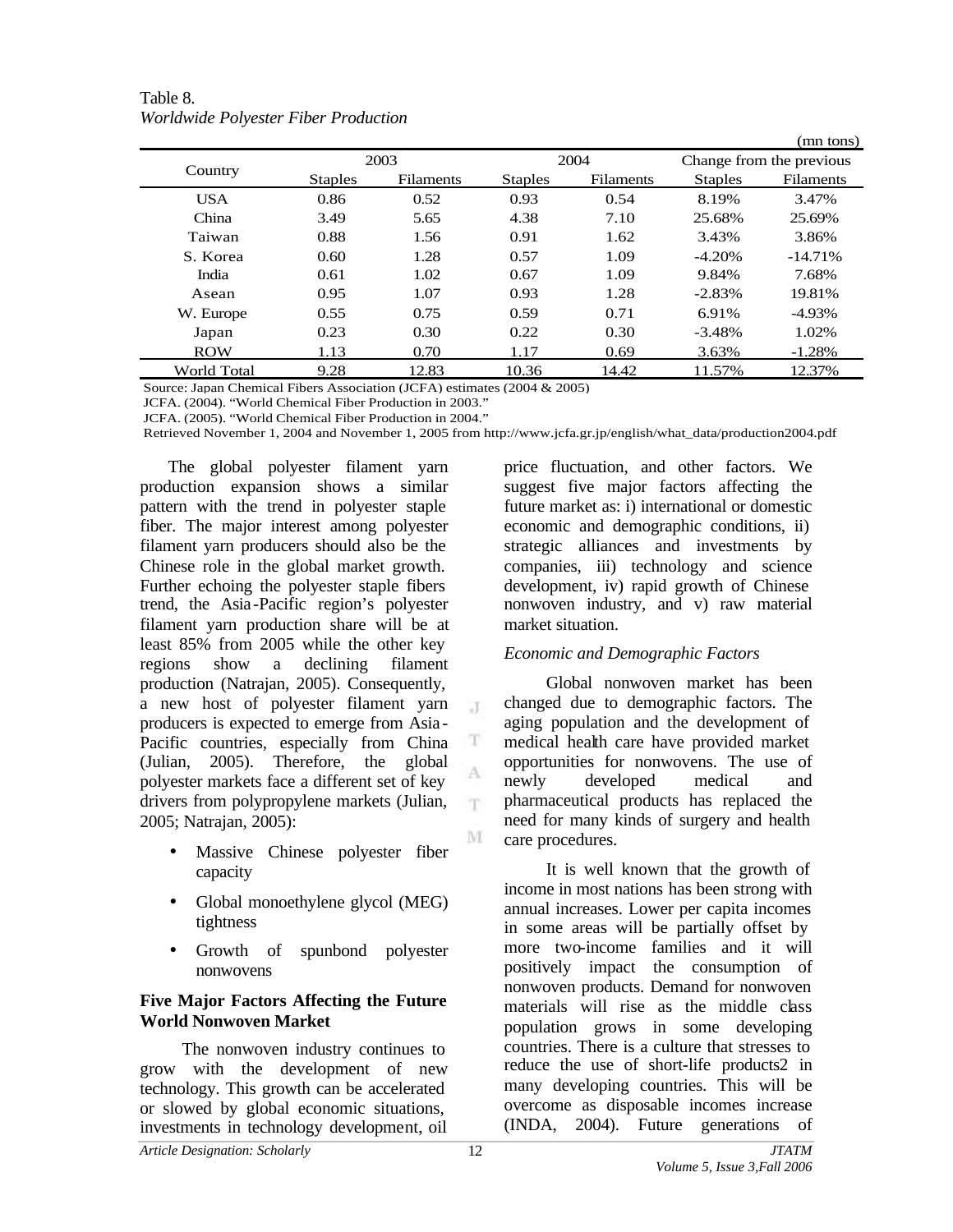Table 8.
*Worldwide Polyester Fiber Production*

(mn tons)

| Country | 2003 | | 2004 | | Change from the previous | |
|---|---|---|---|---|---|---|
| | Staples | Filaments | Staples | Filaments | Staples | Filaments |
| USA | 0.86 | 0.52 | 0.93 | 0.54 | 8.19% | 3.47% |
| China | 3.49 | 5.65 | 4.38 | 7.10 | 25.68% | 25.69% |
| Taiwan | 0.88 | 1.56 | 0.91 | 1.62 | 3.43% | 3.86% |
| S. Korea | 0.60 | 1.28 | 0.57 | 1.09 | -4.20% | -14.71% |
| India | 0.61 | 1.02 | 0.67 | 1.09 | 9.84% | 7.68% |
| Asean | 0.95 | 1.07 | 0.93 | 1.28 | -2.83% | 19.81% |
| W. Europe | 0.55 | 0.75 | 0.59 | 0.71 | 6.91% | -4.93% |
| Japan | 0.23 | 0.30 | 0.22 | 0.30 | -3.48% | 1.02% |
| ROW | 1.13 | 0.70 | 1.17 | 0.69 | 3.63% | -1.28% |
| World Total | 9.28 | 12.83 | 10.36 | 14.42 | 11.57% | 12.37% |

Source: Japan Chemical Fibers Association (JCFA) estimates (2004 & 2005)
JCFA. (2004). "World Chemical Fiber Production in 2003."
JCFA. (2005). "World Chemical Fiber Production in 2004."
Retrieved November 1, 2004 and November 1, 2005 from http://www.jcfa.gr.jp/english/what_data/production2004.pdf

The global polyester filament yarn production expansion shows a similar pattern with the trend in polyester staple fiber. The major interest among polyester filament yarn producers should also be the Chinese role in the global market growth. Further echoing the polyester staple fibers trend, the Asia-Pacific region's polyester filament yarn production share will be at least 85% from 2005 while the other key regions show a declining filament production (Natrajan, 2005). Consequently, a new host of polyester filament yarn producers is expected to emerge from Asia-Pacific countries, especially from China (Julian, 2005). Therefore, the global polyester markets face a different set of key drivers from polypropylene markets (Julian, 2005; Natrajan, 2005):

- Massive Chinese polyester fiber capacity
- Global monoethylene glycol (MEG) tightness
- Growth of spunbond polyester nonwovens

**Five Major Factors Affecting the Future World Nonwoven Market**

The nonwoven industry continues to grow with the development of new technology. This growth can be accelerated or slowed by global economic situations, investments in technology development, oil price fluctuation, and other factors. We suggest five major factors affecting the future market as: i) international or domestic economic and demographic conditions, ii) strategic alliances and investments by companies, iii) technology and science development, iv) rapid growth of Chinese nonwoven industry, and v) raw material market situation.

*Economic and Demographic Factors*

Global nonwoven market has been changed due to demographic factors. The aging population and the development of medical health care have provided market opportunities for nonwovens. The use of newly developed medical and pharmaceutical products has replaced the need for many kinds of surgery and health care procedures.

It is well known that the growth of income in most nations has been strong with annual increases. Lower per capita incomes in some areas will be partially offset by more two-income families and it will positively impact the consumption of nonwoven products. Demand for nonwoven materials will rise as the middle class population grows in some developing countries. There is a culture that stresses to reduce the use of short-life products2 in many developing countries. This will be overcome as disposable incomes increase (INDA, 2004). Future generations of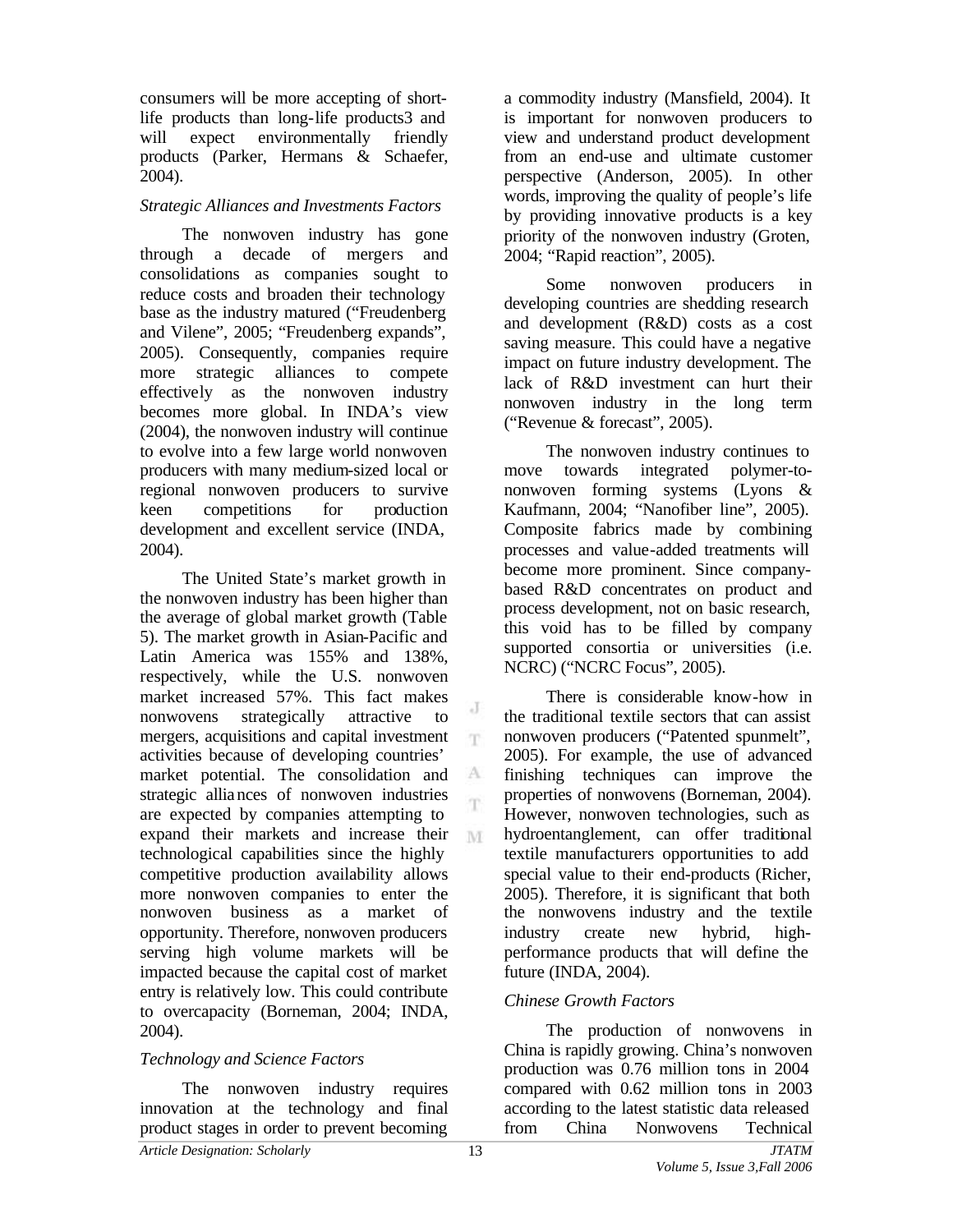consumers will be more accepting of short-life products than long-life products3 and will expect environmentally friendly products (Parker, Hermans & Schaefer, 2004).

*Strategic Alliances and Investments Factors*

The nonwoven industry has gone through a decade of mergers and consolidations as companies sought to reduce costs and broaden their technology base as the industry matured ("Freudenberg and Vilene", 2005; "Freudenberg expands", 2005). Consequently, companies require more strategic alliances to compete effectively as the nonwoven industry becomes more global. In INDA's view (2004), the nonwoven industry will continue to evolve into a few large world nonwoven producers with many medium-sized local or regional nonwoven producers to survive keen competitions for production development and excellent service (INDA, 2004).

The United State's market growth in the nonwoven industry has been higher than the average of global market growth (Table 5). The market growth in Asian-Pacific and Latin America was 155% and 138%, respectively, while the U.S. nonwoven market increased 57%. This fact makes nonwovens strategically attractive to mergers, acquisitions and capital investment activities because of developing countries' market potential. The consolidation and strategic alliances of nonwoven industries are expected by companies attempting to expand their markets and increase their technological capabilities since the highly competitive production availability allows more nonwoven companies to enter the nonwoven business as a market of opportunity. Therefore, nonwoven producers serving high volume markets will be impacted because the capital cost of market entry is relatively low. This could contribute to overcapacity (Borneman, 2004; INDA, 2004).

*Technology and Science Factors*

The nonwoven industry requires innovation at the technology and final product stages in order to prevent becoming a commodity industry (Mansfield, 2004). It is important for nonwoven producers to view and understand product development from an end-use and ultimate customer perspective (Anderson, 2005). In other words, improving the quality of people's life by providing innovative products is a key priority of the nonwoven industry (Groten, 2004; "Rapid reaction", 2005).

Some nonwoven producers in developing countries are shedding research and development (R&D) costs as a cost saving measure. This could have a negative impact on future industry development. The lack of R&D investment can hurt their nonwoven industry in the long term ("Revenue & forecast", 2005).

The nonwoven industry continues to move towards integrated polymer-to-nonwoven forming systems (Lyons & Kaufmann, 2004; "Nanofiber line", 2005). Composite fabrics made by combining processes and value-added treatments will become more prominent. Since company-based R&D concentrates on product and process development, not on basic research, this void has to be filled by company supported consortia or universities (i.e. NCRC) ("NCRC Focus", 2005).

There is considerable know-how in the traditional textile sectors that can assist nonwoven producers ("Patented spunmelt", 2005). For example, the use of advanced finishing techniques can improve the properties of nonwovens (Borneman, 2004). However, nonwoven technologies, such as hydroentanglement, can offer traditional textile manufacturers opportunities to add special value to their end-products (Richer, 2005). Therefore, it is significant that both the nonwovens industry and the textile industry create new hybrid, high-performance products that will define the future (INDA, 2004).

*Chinese Growth Factors*

The production of nonwovens in China is rapidly growing. China's nonwoven production was 0.76 million tons in 2004 compared with 0.62 million tons in 2003 according to the latest statistic data released from China Nonwovens Technical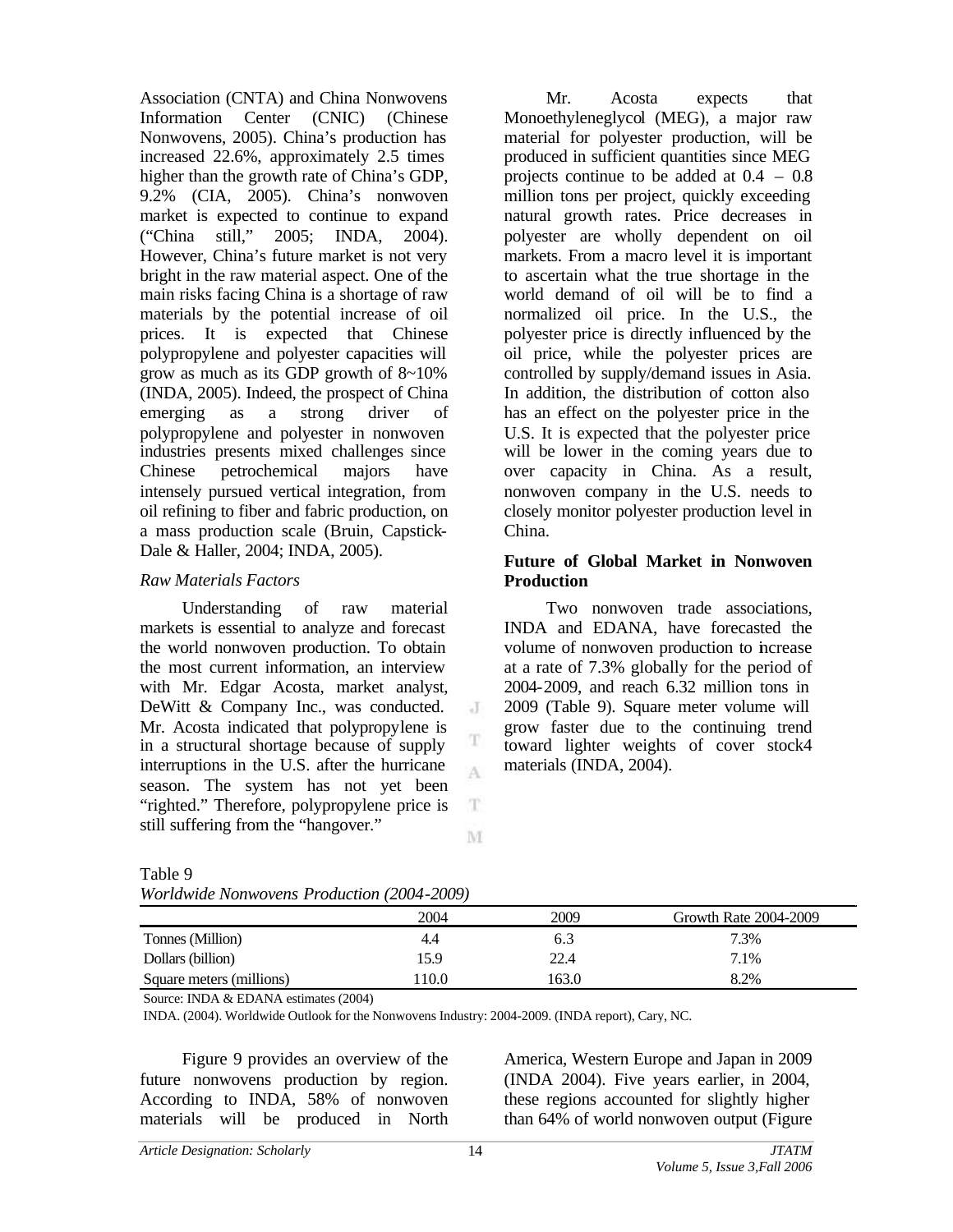Association (CNTA) and China Nonwovens Information Center (CNIC) (Chinese Nonwovens, 2005). China's production has increased 22.6%, approximately 2.5 times higher than the growth rate of China's GDP, 9.2% (CIA, 2005). China's nonwoven market is expected to continue to expand ("China still," 2005; INDA, 2004). However, China's future market is not very bright in the raw material aspect. One of the main risks facing China is a shortage of raw materials by the potential increase of oil prices. It is expected that Chinese polypropylene and polyester capacities will grow as much as its GDP growth of 8~10% (INDA, 2005). Indeed, the prospect of China emerging as a strong driver of polypropylene and polyester in nonwoven industries presents mixed challenges since Chinese petrochemical majors have intensely pursued vertical integration, from oil refining to fiber and fabric production, on a mass production scale (Bruin, Capstick-Dale & Haller, 2004; INDA, 2005).

*Raw Materials Factors*

Understanding of raw material markets is essential to analyze and forecast the world nonwoven production. To obtain the most current information, an interview with Mr. Edgar Acosta, market analyst, DeWitt & Company Inc., was conducted. Mr. Acosta indicated that polypropylene is in a structural shortage because of supply interruptions in the U.S. after the hurricane season. The system has not yet been "righted." Therefore, polypropylene price is still suffering from the "hangover."

Mr. Acosta expects that Monoethyleneglycol (MEG), a major raw material for polyester production, will be produced in sufficient quantities since MEG projects continue to be added at 0.4 – 0.8 million tons per project, quickly exceeding natural growth rates. Price decreases in polyester are wholly dependent on oil markets. From a macro level it is important to ascertain what the true shortage in the world demand of oil will be to find a normalized oil price. In the U.S., the polyester price is directly influenced by the oil price, while the polyester prices are controlled by supply/demand issues in Asia. In addition, the distribution of cotton also has an effect on the polyester price in the U.S. It is expected that the polyester price will be lower in the coming years due to over capacity in China. As a result, nonwoven company in the U.S. needs to closely monitor polyester production level in China.

**Future of Global Market in Nonwoven Production**

Two nonwoven trade associations, INDA and EDANA, have forecasted the volume of nonwoven production to increase at a rate of 7.3% globally for the period of 2004-2009, and reach 6.32 million tons in 2009 (Table 9). Square meter volume will grow faster due to the continuing trend toward lighter weights of cover stock4 materials (INDA, 2004).

Table 9
*Worldwide Nonwovens Production (2004-2009)*

| | 2004 | 2009 | Growth Rate 2004-2009 |
|---|---|---|---|
| Tonnes (Million) | 4.4 | 6.3 | 7.3% |
| Dollars (billion) | 15.9 | 22.4 | 7.1% |
| Square meters (millions) | 110.0 | 163.0 | 8.2% |

Source: INDA & EDANA estimates (2004)
INDA. (2004). Worldwide Outlook for the Nonwovens Industry: 2004-2009. (INDA report), Cary, NC.

Figure 9 provides an overview of the future nonwovens production by region. According to INDA, 58% of nonwoven materials will be produced in North America, Western Europe and Japan in 2009 (INDA 2004). Five years earlier, in 2004, these regions accounted for slightly higher than 64% of world nonwoven output (Figure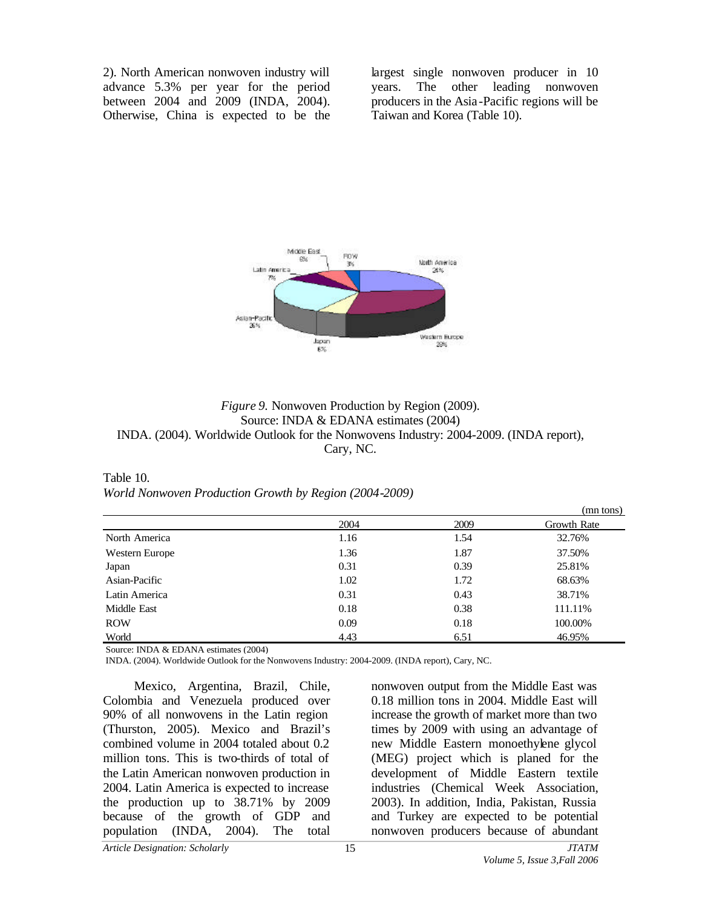2). North American nonwoven industry will advance 5.3% per year for the period between 2004 and 2009 (INDA, 2004). Otherwise, China is expected to be the largest single nonwoven producer in 10 years. The other leading nonwoven producers in the Asia-Pacific regions will be Taiwan and Korea (Table 10).

*Figure 9.* Nonwoven Production by Region (2009).
Source: INDA & EDANA estimates (2004)
INDA. (2004). Worldwide Outlook for the Nonwovens Industry: 2004-2009. (INDA report), Cary, NC.

Table 10.
*World Nonwoven Production Growth by Region (2004-2009)*

(mn tons)

| | 2004 | 2009 | Growth Rate |
|---|---|---|---|
| North America | 1.16 | 1.54 | 32.76% |
| Western Europe | 1.36 | 1.87 | 37.50% |
| Japan | 0.31 | 0.39 | 25.81% |
| Asian-Pacific | 1.02 | 1.72 | 68.63% |
| Latin America | 0.31 | 0.43 | 38.71% |
| Middle East | 0.18 | 0.38 | 111.11% |
| ROW | 0.09 | 0.18 | 100.00% |
| World | 4.43 | 6.51 | 46.95% |

Source: INDA & EDANA estimates (2004)
INDA. (2004). Worldwide Outlook for the Nonwovens Industry: 2004-2009. (INDA report), Cary, NC.

Mexico, Argentina, Brazil, Chile, Colombia and Venezuela produced over 90% of all nonwovens in the Latin region (Thurston, 2005). Mexico and Brazil's combined volume in 2004 totaled about 0.2 million tons. This is two-thirds of total of the Latin American nonwoven production in 2004. Latin America is expected to increase the production up to 38.71% by 2009 because of the growth of GDP and population (INDA, 2004). The total nonwoven output from the Middle East was 0.18 million tons in 2004. Middle East will increase the growth of market more than two times by 2009 with using an advantage of new Middle Eastern monoethylene glycol (MEG) project which is planed for the development of Middle Eastern textile industries (Chemical Week Association, 2003). In addition, India, Pakistan, Russia and Turkey are expected to be potential nonwoven producers because of abundant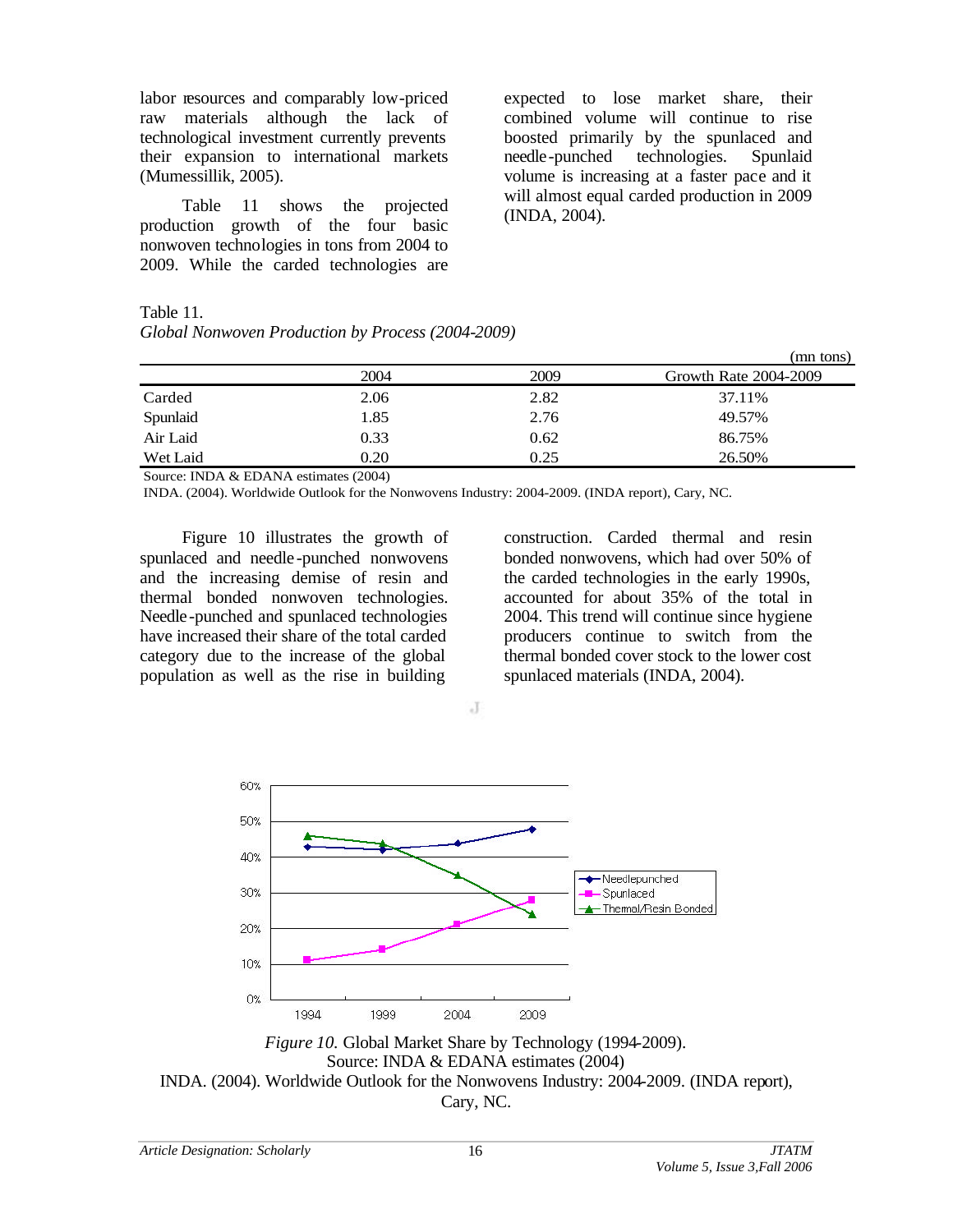labor resources and comparably low-priced raw materials although the lack of technological investment currently prevents their expansion to international markets (Mumessillik, 2005).

Table 11 shows the projected production growth of the four basic nonwoven technologies in tons from 2004 to 2009. While the carded technologies are expected to lose market share, their combined volume will continue to rise boosted primarily by the spunlaced and needle-punched technologies. Spunlaid volume is increasing at a faster pace and it will almost equal carded production in 2009 (INDA, 2004).

Table 11.
*Global Nonwoven Production by Process (2004-2009)*

(mn tons)

| | 2004 | 2009 | Growth Rate 2004-2009 |
|---|---|---|---|
| Carded | 2.06 | 2.82 | 37.11% |
| Spunlaid | 1.85 | 2.76 | 49.57% |
| Air Laid | 0.33 | 0.62 | 86.75% |
| Wet Laid | 0.20 | 0.25 | 26.50% |

Source: INDA & EDANA estimates (2004)
INDA. (2004). Worldwide Outlook for the Nonwovens Industry: 2004-2009. (INDA report), Cary, NC.

Figure 10 illustrates the growth of spunlaced and needle-punched nonwovens and the increasing demise of resin and thermal bonded nonwoven technologies. Needle-punched and spunlaced technologies have increased their share of the total carded category due to the increase of the global population as well as the rise in building construction. Carded thermal and resin bonded nonwovens, which had over 50% of the carded technologies in the early 1990s, accounted for about 35% of the total in 2004. This trend will continue since hygiene producers continue to switch from the thermal bonded cover stock to the lower cost spunlaced materials (INDA, 2004).

*Figure 10.* Global Market Share by Technology (1994-2009).
Source: INDA & EDANA estimates (2004)
INDA. (2004). Worldwide Outlook for the Nonwovens Industry: 2004-2009. (INDA report), Cary, NC.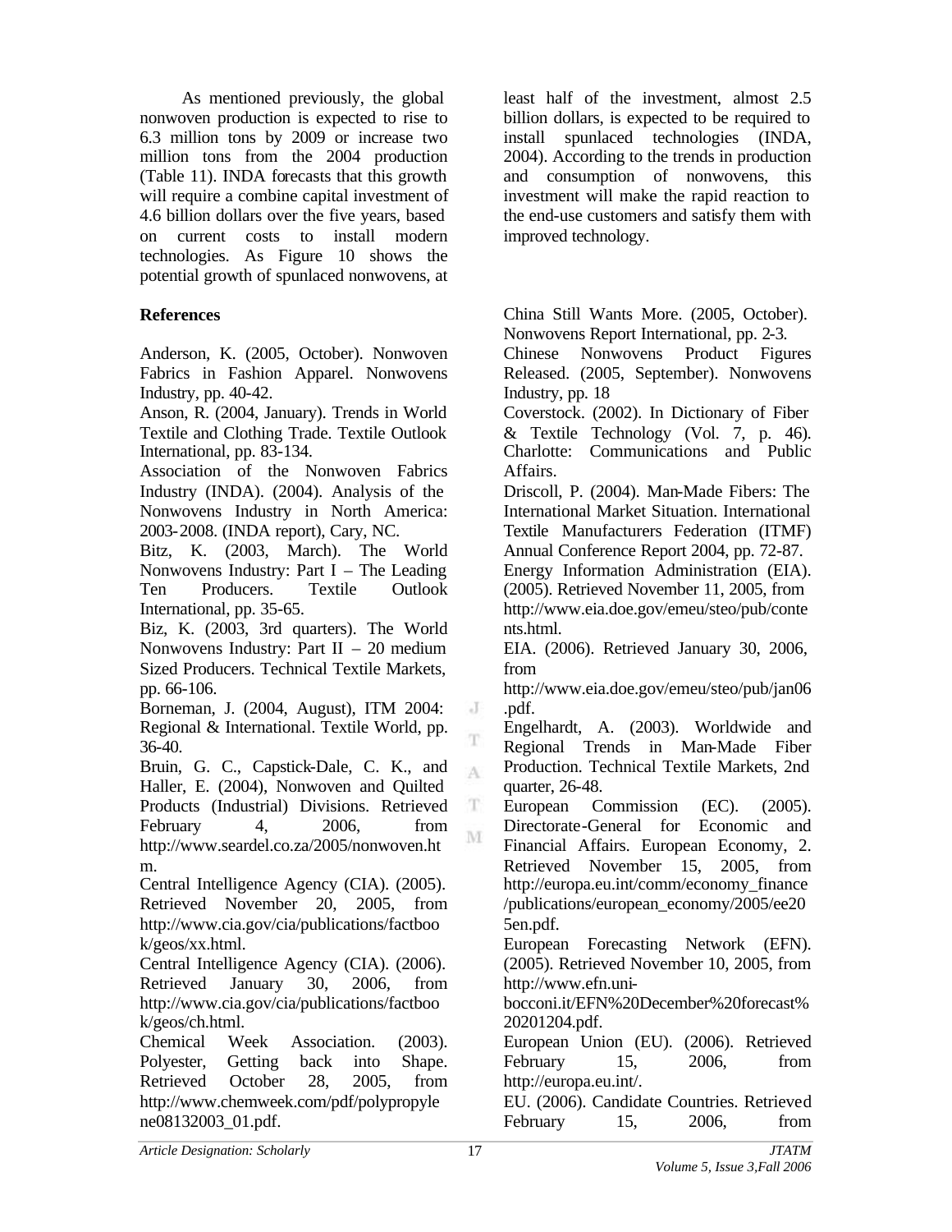As mentioned previously, the global nonwoven production is expected to rise to 6.3 million tons by 2009 or increase two million tons from the 2004 production (Table 11). INDA forecasts that this growth will require a combine capital investment of 4.6 billion dollars over the five years, based on current costs to install modern technologies. As Figure 10 shows the potential growth of spunlaced nonwovens, at least half of the investment, almost 2.5 billion dollars, is expected to be required to install spunlaced technologies (INDA, 2004). According to the trends in production and consumption of nonwovens, this investment will make the rapid reaction to the end-use customers and satisfy them with improved technology.

## References

Anderson, K. (2005, October). Nonwoven Fabrics in Fashion Apparel. Nonwovens Industry, pp. 40-42.

Anson, R. (2004, January). Trends in World Textile and Clothing Trade. Textile Outlook International, pp. 83-134.

Association of the Nonwoven Fabrics Industry (INDA). (2004). Analysis of the Nonwovens Industry in North America: 2003-2008. (INDA report), Cary, NC.

Bitz, K. (2003, March). The World Nonwovens Industry: Part I – The Leading Ten Producers. Textile Outlook International, pp. 35-65.

Biz, K. (2003, 3rd quarters). The World Nonwovens Industry: Part II – 20 medium Sized Producers. Technical Textile Markets, pp. 66-106.

Borneman, J. (2004, August), ITM 2004: Regional & International. Textile World, pp. 36-40.

Bruin, G. C., Capstick-Dale, C. K., and Haller, E. (2004), Nonwoven and Quilted Products (Industrial) Divisions. Retrieved February 4, 2006, from http://www.seardel.co.za/2005/nonwoven.htm.

Central Intelligence Agency (CIA). (2005). Retrieved November 20, 2005, from http://www.cia.gov/cia/publications/factbook/geos/xx.html.

Central Intelligence Agency (CIA). (2006). Retrieved January 30, 2006, from http://www.cia.gov/cia/publications/factbook/geos/ch.html.

Chemical Week Association. (2003). Polyester, Getting back into Shape. Retrieved October 28, 2005, from http://www.chemweek.com/pdf/polypropylene08132003_01.pdf.

China Still Wants More. (2005, October). Nonwovens Report International, pp. 2-3.

Chinese Nonwovens Product Figures Released. (2005, September). Nonwovens Industry, pp. 18

Coverstock. (2002). In Dictionary of Fiber & Textile Technology (Vol. 7, p. 46). Charlotte: Communications and Public Affairs.

Driscoll, P. (2004). Man-Made Fibers: The International Market Situation. International Textile Manufacturers Federation (ITMF) Annual Conference Report 2004, pp. 72-87.

Energy Information Administration (EIA). (2005). Retrieved November 11, 2005, from http://www.eia.doe.gov/emeu/steo/pub/contents.html.

EIA. (2006). Retrieved January 30, 2006, from http://www.eia.doe.gov/emeu/steo/pub/jan06.pdf.

Engelhardt, A. (2003). Worldwide and Regional Trends in Man-Made Fiber Production. Technical Textile Markets, 2nd quarter, 26-48.

European Commission (EC). (2005). Directorate-General for Economic and Financial Affairs. European Economy, 2. Retrieved November 15, 2005, from http://europa.eu.int/comm/economy_finance/publications/european_economy/2005/ee205en.pdf.

European Forecasting Network (EFN). (2005). Retrieved November 10, 2005, from http://www.efn.uni-bocconi.it/EFN%20December%20forecast%20201204.pdf.

European Union (EU). (2006). Retrieved February 15, 2006, from http://europa.eu.int/.

EU. (2006). Candidate Countries. Retrieved February 15, 2006, from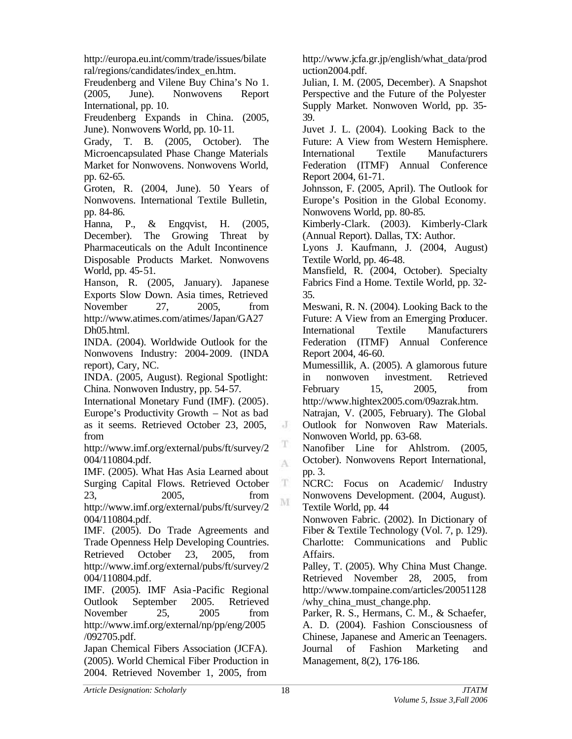http://europa.eu.int/comm/trade/issues/bilateral/regions/candidates/index_en.htm.

Freudenberg and Vilene Buy China's No 1. (2005, June). Nonwovens Report International, pp. 10.

Freudenberg Expands in China. (2005, June). Nonwovens World, pp. 10-11.

Grady, T. B. (2005, October). The Microencapsulated Phase Change Materials Market for Nonwovens. Nonwovens World, pp. 62-65.

Groten, R. (2004, June). 50 Years of Nonwovens. International Textile Bulletin, pp. 84-86.

Hanna, P., & Engqvist, H. (2005, December). The Growing Threat by Pharmaceuticals on the Adult Incontinence Disposable Products Market. Nonwovens World, pp. 45-51.

Hanson, R. (2005, January). Japanese Exports Slow Down. Asia times, Retrieved November 27, 2005, from http://www.atimes.com/atimes/Japan/GA27Dh05.html.

INDA. (2004). Worldwide Outlook for the Nonwovens Industry: 2004-2009. (INDA report), Cary, NC.

INDA. (2005, August). Regional Spotlight: China. Nonwoven Industry, pp. 54-57.

International Monetary Fund (IMF). (2005). Europe's Productivity Growth – Not as bad as it seems. Retrieved October 23, 2005, from http://www.imf.org/external/pubs/ft/survey/2004/110804.pdf.

IMF. (2005). What Has Asia Learned about Surging Capital Flows. Retrieved October 23, 2005, from http://www.imf.org/external/pubs/ft/survey/2004/110804.pdf.

IMF. (2005). Do Trade Agreements and Trade Openness Help Developing Countries. Retrieved October 23, 2005, from http://www.imf.org/external/pubs/ft/survey/2004/110804.pdf.

IMF. (2005). IMF Asia-Pacific Regional Outlook September 2005. Retrieved November 25, 2005 from http://www.imf.org/external/np/pp/eng/2005/092705.pdf.

Japan Chemical Fibers Association (JCFA). (2005). World Chemical Fiber Production in 2004. Retrieved November 1, 2005, from http://www.jcfa.gr.jp/english/what_data/production2004.pdf.

Julian, I. M. (2005, December). A Snapshot Perspective and the Future of the Polyester Supply Market. Nonwoven World, pp. 35-39.

Juvet J. L. (2004). Looking Back to the Future: A View from Western Hemisphere. International Textile Manufacturers Federation (ITMF) Annual Conference Report 2004, 61-71.

Johnsson, F. (2005, April). The Outlook for Europe's Position in the Global Economy. Nonwovens World, pp. 80-85.

Kimberly-Clark. (2003). Kimberly-Clark (Annual Report). Dallas, TX: Author.

Lyons J. Kaufmann, J. (2004, August) Textile World, pp. 46-48.

Mansfield, R. (2004, October). Specialty Fabrics Find a Home. Textile World, pp. 32-35.

Meswani, R. N. (2004). Looking Back to the Future: A View from an Emerging Producer. International Textile Manufacturers Federation (ITMF) Annual Conference Report 2004, 46-60.

Mumessillik, A. (2005). A glamorous future in nonwoven investment. Retrieved February 15, 2005, from http://www.hightex2005.com/09azrak.htm.

Natrajan, V. (2005, February). The Global Outlook for Nonwoven Raw Materials. Nonwoven World, pp. 63-68.

Nanofiber Line for Ahlstrom. (2005, October). Nonwovens Report International, pp. 3.

NCRC: Focus on Academic/ Industry Nonwovens Development. (2004, August). Textile World, pp. 44

Nonwoven Fabric. (2002). In Dictionary of Fiber & Textile Technology (Vol. 7, p. 129). Charlotte: Communications and Public Affairs.

Palley, T. (2005). Why China Must Change. Retrieved November 28, 2005, from http://www.tompaine.com/articles/20051128/why_china_must_change.php.

Parker, R. S., Hermans, C. M., & Schaefer, A. D. (2004). Fashion Consciousness of Chinese, Japanese and American Teenagers. Journal of Fashion Marketing and Management, 8(2), 176-186.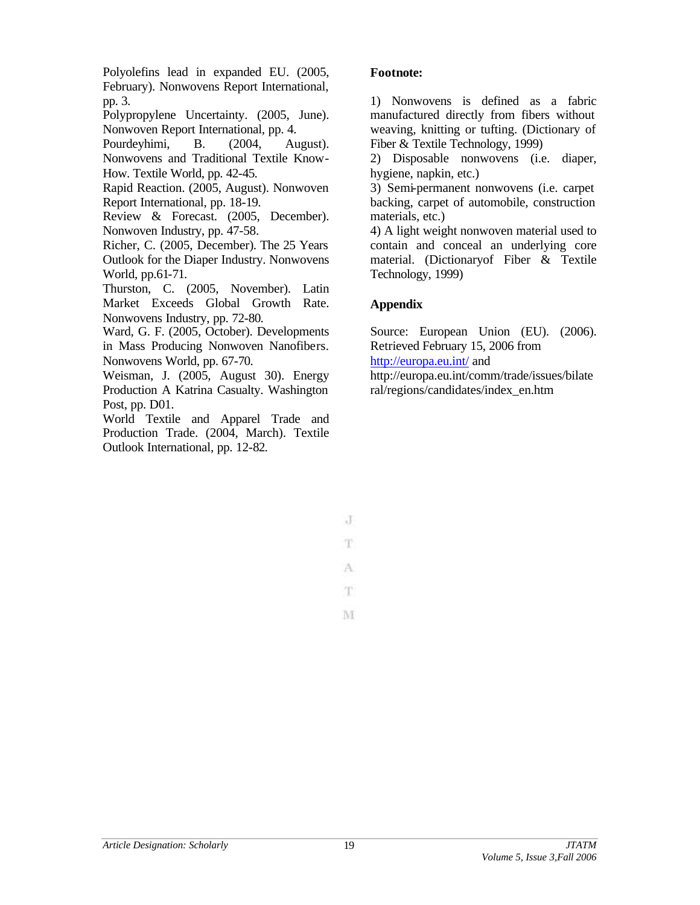Polyolefins lead in expanded EU. (2005, February). Nonwovens Report International, pp. 3.

Polypropylene Uncertainty. (2005, June). Nonwoven Report International, pp. 4.

Pourdeyhimi, B. (2004, August). Nonwovens and Traditional Textile Know-How. Textile World, pp. 42-45.

Rapid Reaction. (2005, August). Nonwoven Report International, pp. 18-19.

Review & Forecast. (2005, December). Nonwoven Industry, pp. 47-58.

Richer, C. (2005, December). The 25 Years Outlook for the Diaper Industry. Nonwovens World, pp.61-71.

Thurston, C. (2005, November). Latin Market Exceeds Global Growth Rate. Nonwovens Industry, pp. 72-80.

Ward, G. F. (2005, October). Developments in Mass Producing Nonwoven Nanofibers. Nonwovens World, pp. 67-70.

Weisman, J. (2005, August 30). Energy Production A Katrina Casualty. Washington Post, pp. D01.

World Textile and Apparel Trade and Production Trade. (2004, March). Textile Outlook International, pp. 12-82.

**Footnote:**

1) Nonwovens is defined as a fabric manufactured directly from fibers without weaving, knitting or tufting. (Dictionary of Fiber & Textile Technology, 1999)

2) Disposable nonwovens (i.e. diaper, hygiene, napkin, etc.)

3) Semi-permanent nonwovens (i.e. carpet backing, carpet of automobile, construction materials, etc.)

4) A light weight nonwoven material used to contain and conceal an underlying core material. (Dictionaryof Fiber & Textile Technology, 1999)

## Appendix

Source: European Union (EU). (2006). Retrieved February 15, 2006 from http://europa.eu.int/ and http://europa.eu.int/comm/trade/issues/bilateral/regions/candidates/index_en.htm